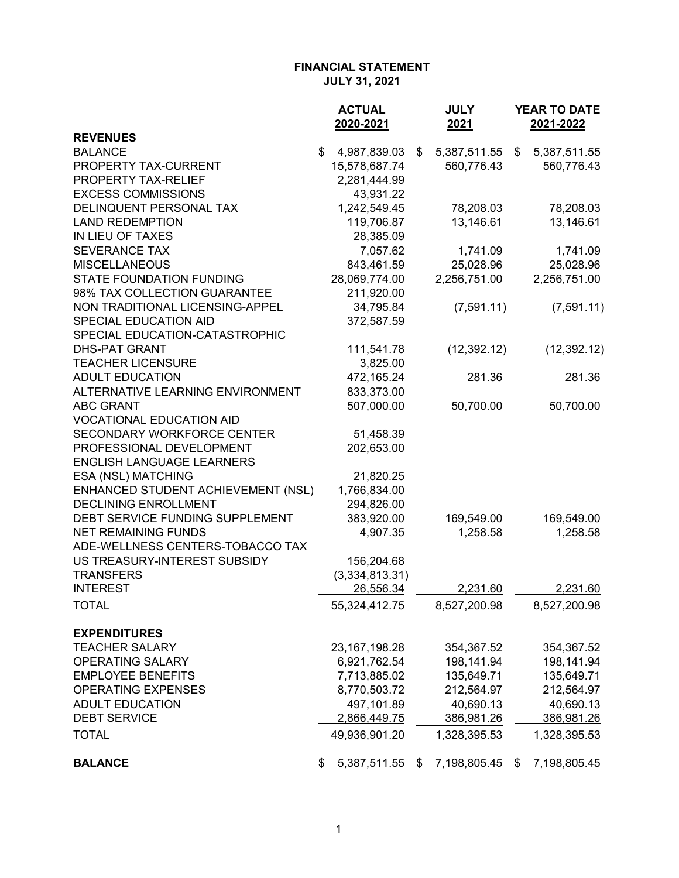# FINANCIAL STATEMENT
## JULY 31, 2021

| | ACTUAL 2020-2021 | JULY 2021 | YEAR TO DATE 2021-2022 |
|---|---|---|---|
| **REVENUES** | | | |
| BALANCE | $ 4,987,839.03 | $ 5,387,511.55 | $ 5,387,511.55 |
| PROPERTY TAX-CURRENT | 15,578,687.74 | 560,776.43 | 560,776.43 |
| PROPERTY TAX-RELIEF | 2,281,444.99 | | |
| EXCESS COMMISSIONS | 43,931.22 | | |
| DELINQUENT PERSONAL TAX | 1,242,549.45 | 78,208.03 | 78,208.03 |
| LAND REDEMPTION | 119,706.87 | 13,146.61 | 13,146.61 |
| IN LIEU OF TAXES | 28,385.09 | | |
| SEVERANCE TAX | 7,057.62 | 1,741.09 | 1,741.09 |
| MISCELLANEOUS | 843,461.59 | 25,028.96 | 25,028.96 |
| STATE FOUNDATION FUNDING | 28,069,774.00 | 2,256,751.00 | 2,256,751.00 |
| 98% TAX COLLECTION GUARANTEE | 211,920.00 | | |
| NON TRADITIONAL LICENSING-APPEL | 34,795.84 | (7,591.11) | (7,591.11) |
| SPECIAL EDUCATION AID | 372,587.59 | | |
| SPECIAL EDUCATION-CATASTROPHIC | | | |
| DHS-PAT GRANT | 111,541.78 | (12,392.12) | (12,392.12) |
| TEACHER LICENSURE | 3,825.00 | | |
| ADULT EDUCATION | 472,165.24 | 281.36 | 281.36 |
| ALTERNATIVE LEARNING ENVIRONMENT | 833,373.00 | | |
| ABC GRANT | 507,000.00 | 50,700.00 | 50,700.00 |
| VOCATIONAL EDUCATION AID | | | |
| SECONDARY WORKFORCE CENTER | 51,458.39 | | |
| PROFESSIONAL DEVELOPMENT | 202,653.00 | | |
| ENGLISH LANGUAGE LEARNERS | | | |
| ESA (NSL) MATCHING | 21,820.25 | | |
| ENHANCED STUDENT ACHIEVEMENT (NSL) | 1,766,834.00 | | |
| DECLINING ENROLLMENT | 294,826.00 | | |
| DEBT SERVICE FUNDING SUPPLEMENT | 383,920.00 | 169,549.00 | 169,549.00 |
| NET REMAINING FUNDS | 4,907.35 | 1,258.58 | 1,258.58 |
| ADE-WELLNESS CENTERS-TOBACCO TAX | | | |
| US TREASURY-INTEREST SUBSIDY | 156,204.68 | | |
| TRANSFERS | (3,334,813.31) | | |
| INTEREST | 26,556.34 | 2,231.60 | 2,231.60 |
| TOTAL | 55,324,412.75 | 8,527,200.98 | 8,527,200.98 |
| **EXPENDITURES** | | | |
| TEACHER SALARY | 23,167,198.28 | 354,367.52 | 354,367.52 |
| OPERATING SALARY | 6,921,762.54 | 198,141.94 | 198,141.94 |
| EMPLOYEE BENEFITS | 7,713,885.02 | 135,649.71 | 135,649.71 |
| OPERATING EXPENSES | 8,770,503.72 | 212,564.97 | 212,564.97 |
| ADULT EDUCATION | 497,101.89 | 40,690.13 | 40,690.13 |
| DEBT SERVICE | 2,866,449.75 | 386,981.26 | 386,981.26 |
| TOTAL | 49,936,901.20 | 1,328,395.53 | 1,328,395.53 |
| **BALANCE** | $ 5,387,511.55 | $ 7,198,805.45 | $ 7,198,805.45 |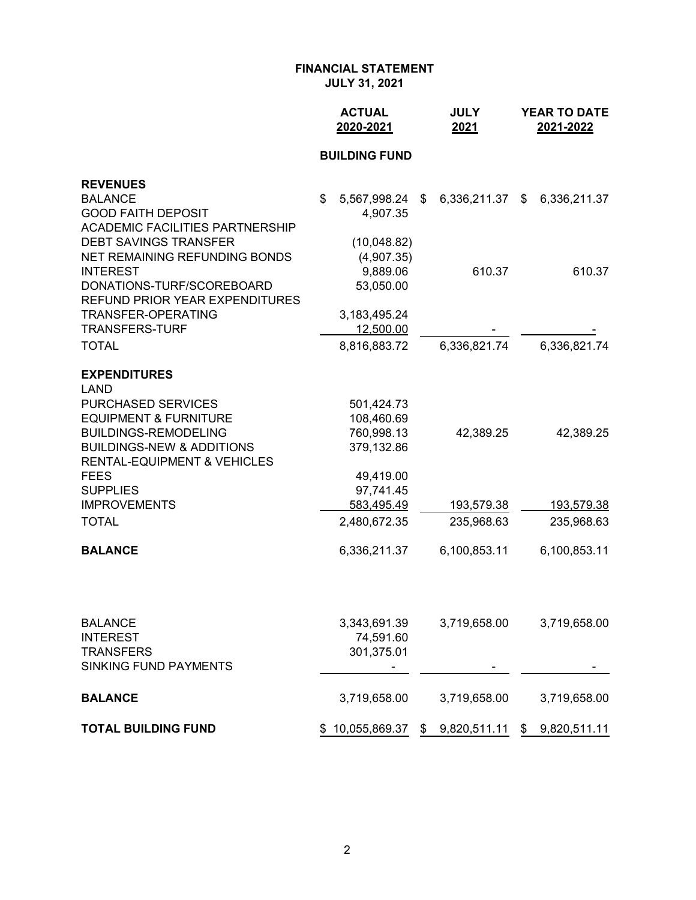**FINANCIAL STATEMENT**
**JULY 31, 2021**

| | ACTUAL 2020-2021 | JULY 2021 | YEAR TO DATE 2021-2022 |
|---|---|---|---|
| | **BUILDING FUND** | | |
| **REVENUES** | | | |
| BALANCE | $ 5,567,998.24 | $ 6,336,211.37 | $ 6,336,211.37 |
| GOOD FAITH DEPOSIT | 4,907.35 | | |
| ACADEMIC FACILITIES PARTNERSHIP | | | |
| DEBT SAVINGS TRANSFER | (10,048.82) | | |
| NET REMAINING REFUNDING BONDS | (4,907.35) | | |
| INTEREST | 9,889.06 | 610.37 | 610.37 |
| DONATIONS-TURF/SCOREBOARD | 53,050.00 | | |
| REFUND PRIOR YEAR EXPENDITURES | | | |
| TRANSFER-OPERATING | 3,183,495.24 | | |
| TRANSFERS-TURF | 12,500.00 | - | - |
| TOTAL | 8,816,883.72 | 6,336,821.74 | 6,336,821.74 |
| **EXPENDITURES** | | | |
| LAND | | | |
| PURCHASED SERVICES | 501,424.73 | | |
| EQUIPMENT & FURNITURE | 108,460.69 | | |
| BUILDINGS-REMODELING | 760,998.13 | 42,389.25 | 42,389.25 |
| BUILDINGS-NEW & ADDITIONS | 379,132.86 | | |
| RENTAL-EQUIPMENT & VEHICLES | | | |
| FEES | 49,419.00 | | |
| SUPPLIES | 97,741.45 | | |
| IMPROVEMENTS | 583,495.49 | 193,579.38 | 193,579.38 |
| TOTAL | 2,480,672.35 | 235,968.63 | 235,968.63 |
| **BALANCE** | 6,336,211.37 | 6,100,853.11 | 6,100,853.11 |
| | | | |
| BALANCE | 3,343,691.39 | 3,719,658.00 | 3,719,658.00 |
| INTEREST | 74,591.60 | | |
| TRANSFERS | 301,375.01 | | |
| SINKING FUND PAYMENTS | - | - | - |
| **BALANCE** | 3,719,658.00 | 3,719,658.00 | 3,719,658.00 |
| **TOTAL BUILDING FUND** | $ 10,055,869.37 | $ 9,820,511.11 | $ 9,820,511.11 |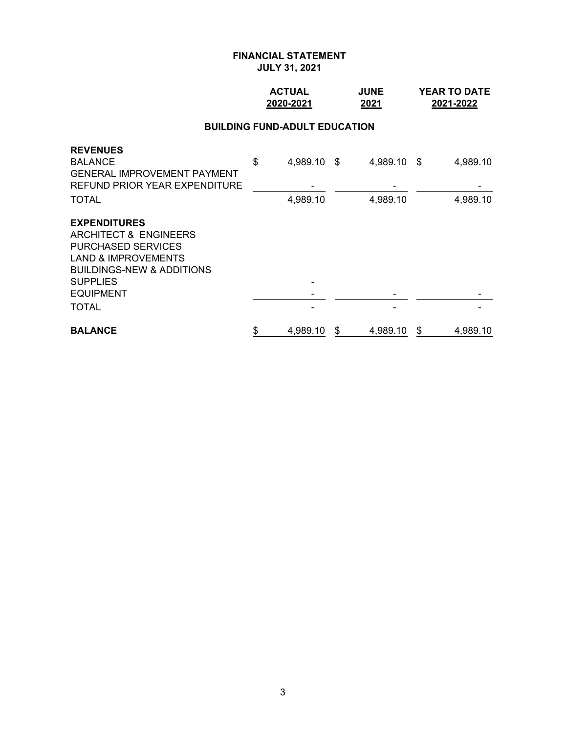**FINANCIAL STATEMENT**
**JULY 31, 2021**

## BUILDING FUND-ADULT EDUCATION

| | ACTUAL 2020-2021 | JUNE 2021 | YEAR TO DATE 2021-2022 |
|---|---|---|---|
| **REVENUES** | | | |
| BALANCE | $ 4,989.10 | $ 4,989.10 | $ 4,989.10 |
| GENERAL IMPROVEMENT PAYMENT | | | |
| REFUND PRIOR YEAR EXPENDITURE | - | - | - |
| TOTAL | 4,989.10 | 4,989.10 | 4,989.10 |
| **EXPENDITURES** | | | |
| ARCHITECT & ENGINEERS | | | |
| PURCHASED SERVICES | | | |
| LAND & IMPROVEMENTS | | | |
| BUILDINGS-NEW & ADDITIONS | | | |
| SUPPLIES | - | | |
| EQUIPMENT | - | - | - |
| TOTAL | - | - | - |
| **BALANCE** | $ 4,989.10 | $ 4,989.10 | $ 4,989.10 |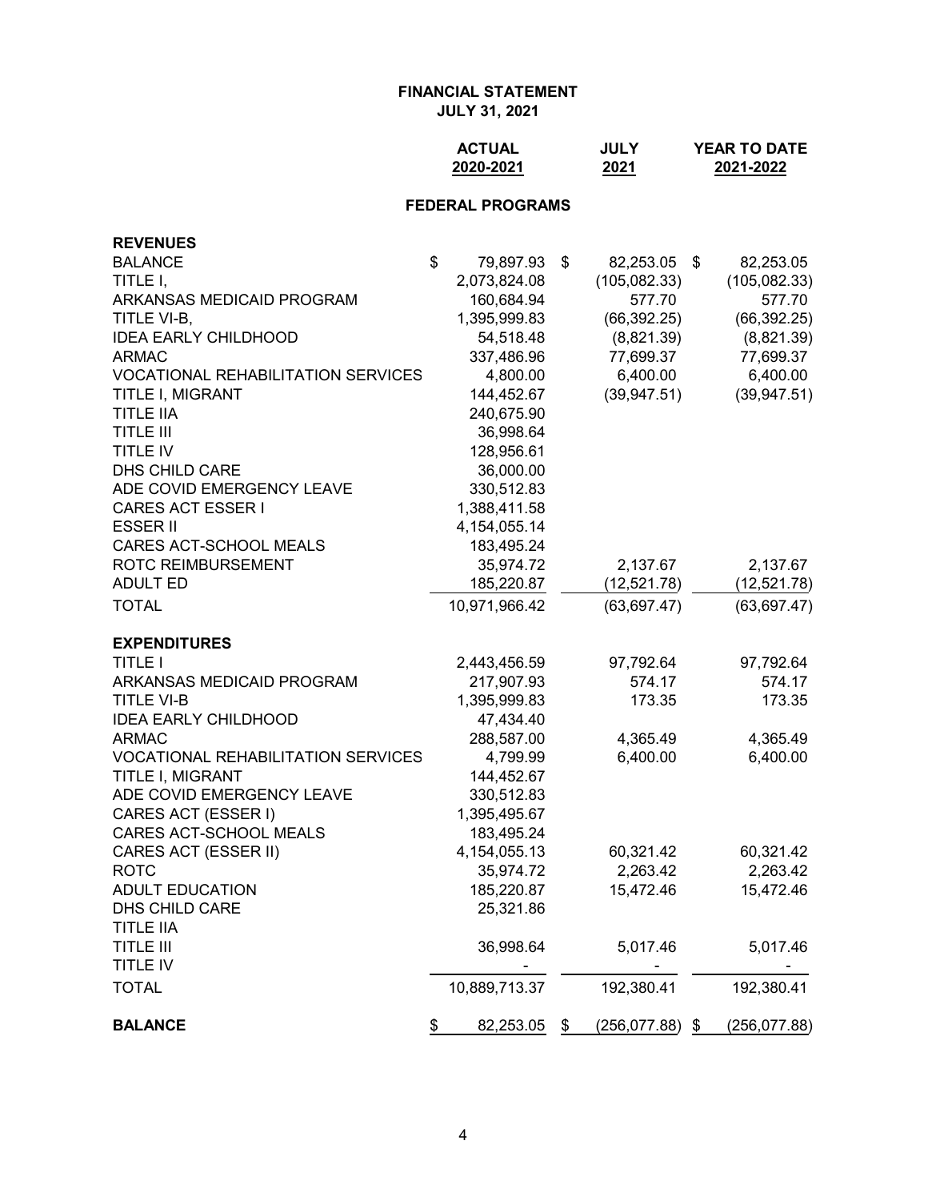**FINANCIAL STATEMENT**
**JULY 31, 2021**

**FEDERAL PROGRAMS**

| | ACTUAL 2020-2021 | JULY 2021 | YEAR TO DATE 2021-2022 |
|---|---|---|---|
| **REVENUES** | | | |
| BALANCE | $ 79,897.93 | $ 82,253.05 | $ 82,253.05 |
| TITLE I, | 2,073,824.08 | (105,082.33) | (105,082.33) |
| ARKANSAS MEDICAID PROGRAM | 160,684.94 | 577.70 | 577.70 |
| TITLE VI-B, | 1,395,999.83 | (66,392.25) | (66,392.25) |
| IDEA EARLY CHILDHOOD | 54,518.48 | (8,821.39) | (8,821.39) |
| ARMAC | 337,486.96 | 77,699.37 | 77,699.37 |
| VOCATIONAL REHABILITATION SERVICES | 4,800.00 | 6,400.00 | 6,400.00 |
| TITLE I, MIGRANT | 144,452.67 | (39,947.51) | (39,947.51) |
| TITLE IIA | 240,675.90 | | |
| TITLE III | 36,998.64 | | |
| TITLE IV | 128,956.61 | | |
| DHS CHILD CARE | 36,000.00 | | |
| ADE COVID EMERGENCY LEAVE | 330,512.83 | | |
| CARES ACT ESSER I | 1,388,411.58 | | |
| ESSER II | 4,154,055.14 | | |
| CARES ACT-SCHOOL MEALS | 183,495.24 | | |
| ROTC REIMBURSEMENT | 35,974.72 | 2,137.67 | 2,137.67 |
| ADULT ED | 185,220.87 | (12,521.78) | (12,521.78) |
| TOTAL | 10,971,966.42 | (63,697.47) | (63,697.47) |
| **EXPENDITURES** | | | |
| TITLE I | 2,443,456.59 | 97,792.64 | 97,792.64 |
| ARKANSAS MEDICAID PROGRAM | 217,907.93 | 574.17 | 574.17 |
| TITLE VI-B | 1,395,999.83 | 173.35 | 173.35 |
| IDEA EARLY CHILDHOOD | 47,434.40 | | |
| ARMAC | 288,587.00 | 4,365.49 | 4,365.49 |
| VOCATIONAL REHABILITATION SERVICES | 4,799.99 | 6,400.00 | 6,400.00 |
| TITLE I, MIGRANT | 144,452.67 | | |
| ADE COVID EMERGENCY LEAVE | 330,512.83 | | |
| CARES ACT (ESSER I) | 1,395,495.67 | | |
| CARES ACT-SCHOOL MEALS | 183,495.24 | | |
| CARES ACT (ESSER II) | 4,154,055.13 | 60,321.42 | 60,321.42 |
| ROTC | 35,974.72 | 2,263.42 | 2,263.42 |
| ADULT EDUCATION | 185,220.87 | 15,472.46 | 15,472.46 |
| DHS CHILD CARE | 25,321.86 | | |
| TITLE IIA | | | |
| TITLE III | 36,998.64 | 5,017.46 | 5,017.46 |
| TITLE IV | - | - | - |
| TOTAL | 10,889,713.37 | 192,380.41 | 192,380.41 |
| **BALANCE** | $ 82,253.05 | $ (256,077.88) | $ (256,077.88) |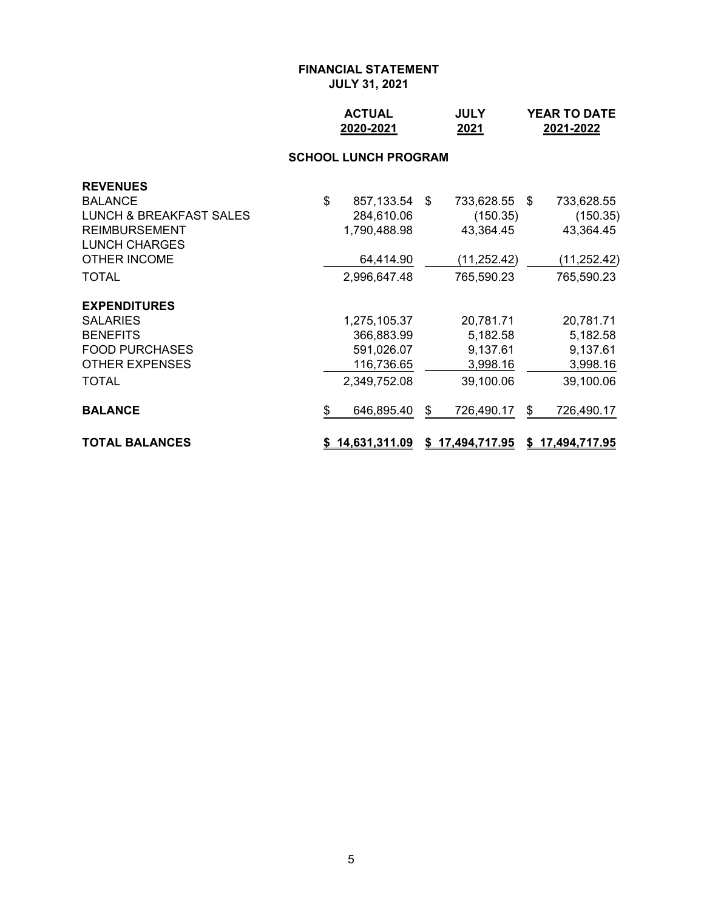**FINANCIAL STATEMENT**
**JULY 31, 2021**

| | ACTUAL 2020-2021 | JULY 2021 | YEAR TO DATE 2021-2022 |
|---|---|---|---|
| **SCHOOL LUNCH PROGRAM** | | | |
| **REVENUES** | | | |
| BALANCE | $ 857,133.54 | $ 733,628.55 | $ 733,628.55 |
| LUNCH & BREAKFAST SALES | 284,610.06 | (150.35) | (150.35) |
| REIMBURSEMENT | 1,790,488.98 | 43,364.45 | 43,364.45 |
| LUNCH CHARGES | | | |
| OTHER INCOME | 64,414.90 | (11,252.42) | (11,252.42) |
| TOTAL | 2,996,647.48 | 765,590.23 | 765,590.23 |
| **EXPENDITURES** | | | |
| SALARIES | 1,275,105.37 | 20,781.71 | 20,781.71 |
| BENEFITS | 366,883.99 | 5,182.58 | 5,182.58 |
| FOOD PURCHASES | 591,026.07 | 9,137.61 | 9,137.61 |
| OTHER EXPENSES | 116,736.65 | 3,998.16 | 3,998.16 |
| TOTAL | 2,349,752.08 | 39,100.06 | 39,100.06 |
| **BALANCE** | $ 646,895.40 | $ 726,490.17 | $ 726,490.17 |
| **TOTAL BALANCES** | **$ 14,631,311.09** | **$ 17,494,717.95** | **$ 17,494,717.95** |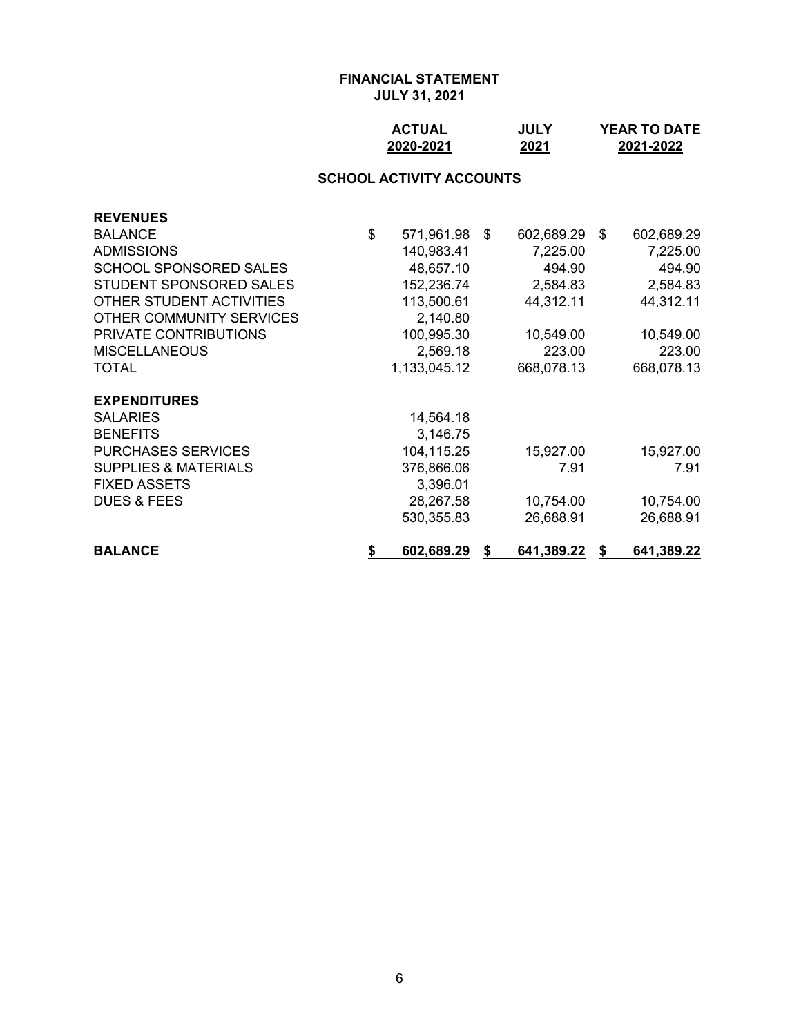**FINANCIAL STATEMENT**
**JULY 31, 2021**

| | ACTUAL 2020-2021 | JULY 2021 | YEAR TO DATE 2021-2022 |
|---|---|---|---|
| **SCHOOL ACTIVITY ACCOUNTS** | | | |
| **REVENUES** | | | |
| BALANCE | $ 571,961.98 | $ 602,689.29 | $ 602,689.29 |
| ADMISSIONS | 140,983.41 | 7,225.00 | 7,225.00 |
| SCHOOL SPONSORED SALES | 48,657.10 | 494.90 | 494.90 |
| STUDENT SPONSORED SALES | 152,236.74 | 2,584.83 | 2,584.83 |
| OTHER STUDENT ACTIVITIES | 113,500.61 | 44,312.11 | 44,312.11 |
| OTHER COMMUNITY SERVICES | 2,140.80 | | |
| PRIVATE CONTRIBUTIONS | 100,995.30 | 10,549.00 | 10,549.00 |
| MISCELLANEOUS | 2,569.18 | 223.00 | 223.00 |
| TOTAL | 1,133,045.12 | 668,078.13 | 668,078.13 |
| **EXPENDITURES** | | | |
| SALARIES | 14,564.18 | | |
| BENEFITS | 3,146.75 | | |
| PURCHASES SERVICES | 104,115.25 | 15,927.00 | 15,927.00 |
| SUPPLIES & MATERIALS | 376,866.06 | 7.91 | 7.91 |
| FIXED ASSETS | 3,396.01 | | |
| DUES & FEES | 28,267.58 | 10,754.00 | 10,754.00 |
| | 530,355.83 | 26,688.91 | 26,688.91 |
| **BALANCE** | **$ 602,689.29** | **$ 641,389.22** | **$ 641,389.22** |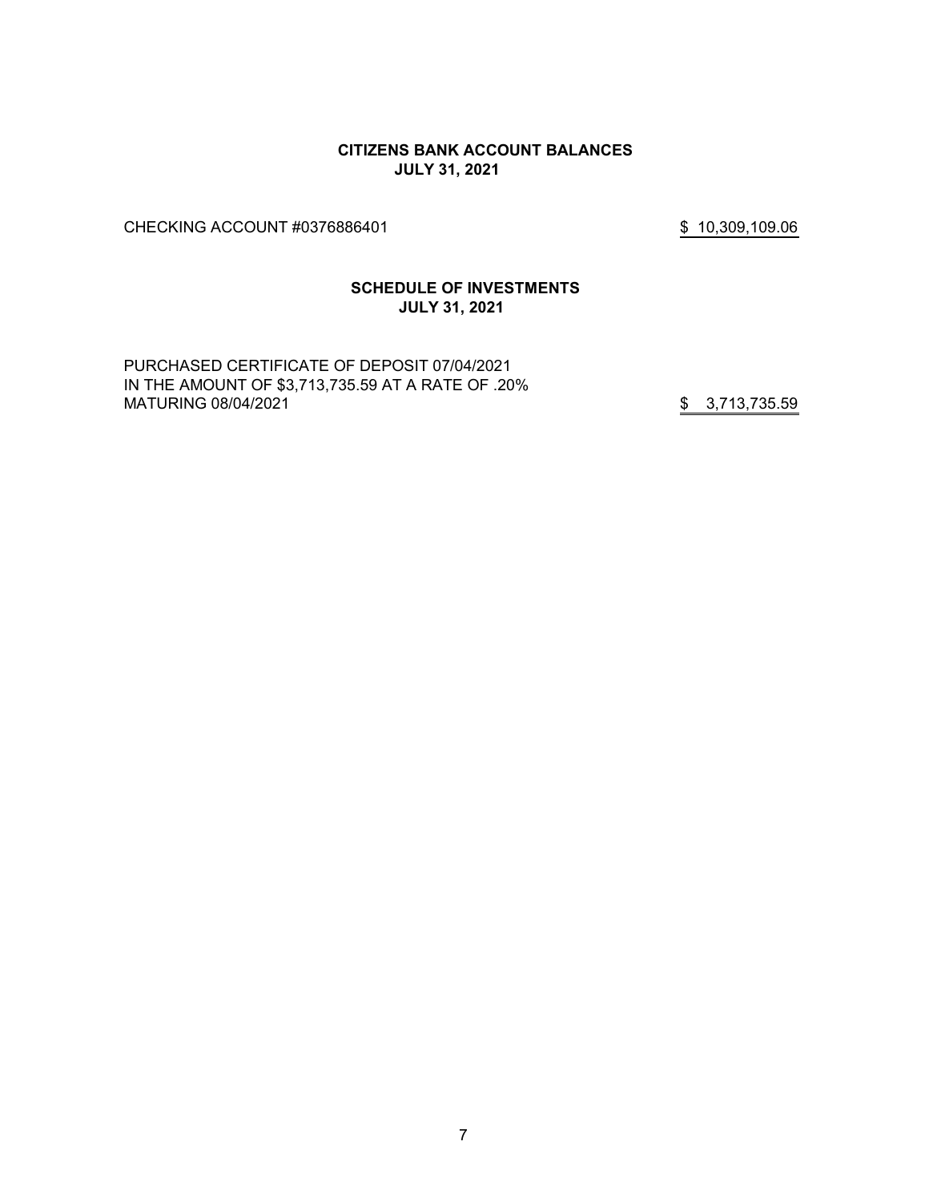## CITIZENS BANK ACCOUNT BALANCES
## JULY 31, 2021

| | |
|---|---|
| CHECKING ACCOUNT #0376886401 | $ 10,309,109.06 |

## SCHEDULE OF INVESTMENTS
## JULY 31, 2021

| | |
|---|---|
| PURCHASED CERTIFICATE OF DEPOSIT 07/04/2021<br>IN THE AMOUNT OF $3,713,735.59 AT A RATE OF .20%<br>MATURING 08/04/2021 | $ 3,713,735.59 |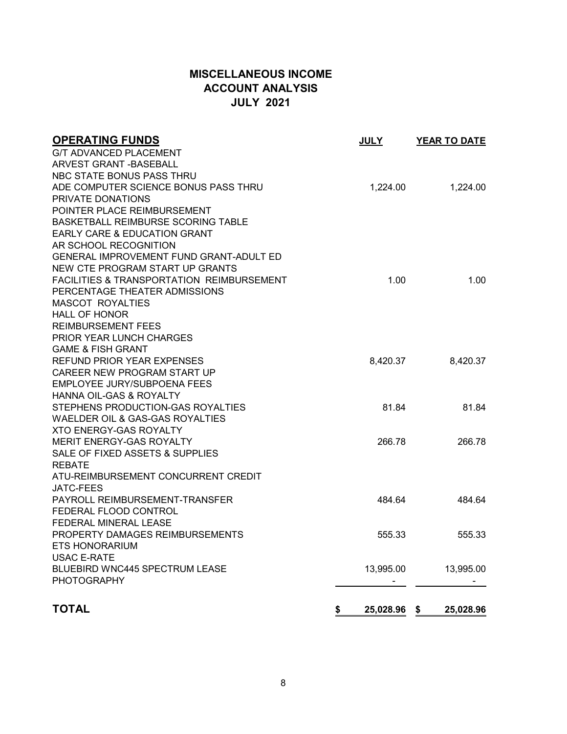# MISCELLANEOUS INCOME
# ACCOUNT ANALYSIS
# JULY 2021

| OPERATING FUNDS | JULY | YEAR TO DATE |
|---|---|---|
| G/T ADVANCED PLACEMENT | | |
| ARVEST GRANT -BASEBALL | | |
| NBC STATE BONUS PASS THRU | | |
| ADE COMPUTER SCIENCE BONUS PASS THRU | 1,224.00 | 1,224.00 |
| PRIVATE DONATIONS | | |
| POINTER PLACE REIMBURSEMENT | | |
| BASKETBALL REIMBURSE SCORING TABLE | | |
| EARLY CARE & EDUCATION GRANT | | |
| AR SCHOOL RECOGNITION | | |
| GENERAL IMPROVEMENT FUND GRANT-ADULT ED | | |
| NEW CTE PROGRAM START UP GRANTS | | |
| FACILITIES & TRANSPORTATION REIMBURSEMENT | 1.00 | 1.00 |
| PERCENTAGE THEATER ADMISSIONS | | |
| MASCOT ROYALTIES | | |
| HALL OF HONOR | | |
| REIMBURSEMENT FEES | | |
| PRIOR YEAR LUNCH CHARGES | | |
| GAME & FISH GRANT | | |
| REFUND PRIOR YEAR EXPENSES | 8,420.37 | 8,420.37 |
| CAREER NEW PROGRAM START UP | | |
| EMPLOYEE JURY/SUBPOENA FEES | | |
| HANNA OIL-GAS & ROYALTY | | |
| STEPHENS PRODUCTION-GAS ROYALTIES | 81.84 | 81.84 |
| WAELDER OIL & GAS-GAS ROYALTIES | | |
| XTO ENERGY-GAS ROYALTY | | |
| MERIT ENERGY-GAS ROYALTY | 266.78 | 266.78 |
| SALE OF FIXED ASSETS & SUPPLIES | | |
| REBATE | | |
| ATU-REIMBURSEMENT CONCURRENT CREDIT | | |
| JATC-FEES | | |
| PAYROLL REIMBURSEMENT-TRANSFER | 484.64 | 484.64 |
| FEDERAL FLOOD CONTROL | | |
| FEDERAL MINERAL LEASE | | |
| PROPERTY DAMAGES REIMBURSEMENTS | 555.33 | 555.33 |
| ETS HONORARIUM | | |
| USAC E-RATE | | |
| BLUEBIRD WNC445 SPECTRUM LEASE | 13,995.00 | 13,995.00 |
| PHOTOGRAPHY | - | - |
| **TOTAL** | **$ 25,028.96** | **$ 25,028.96** |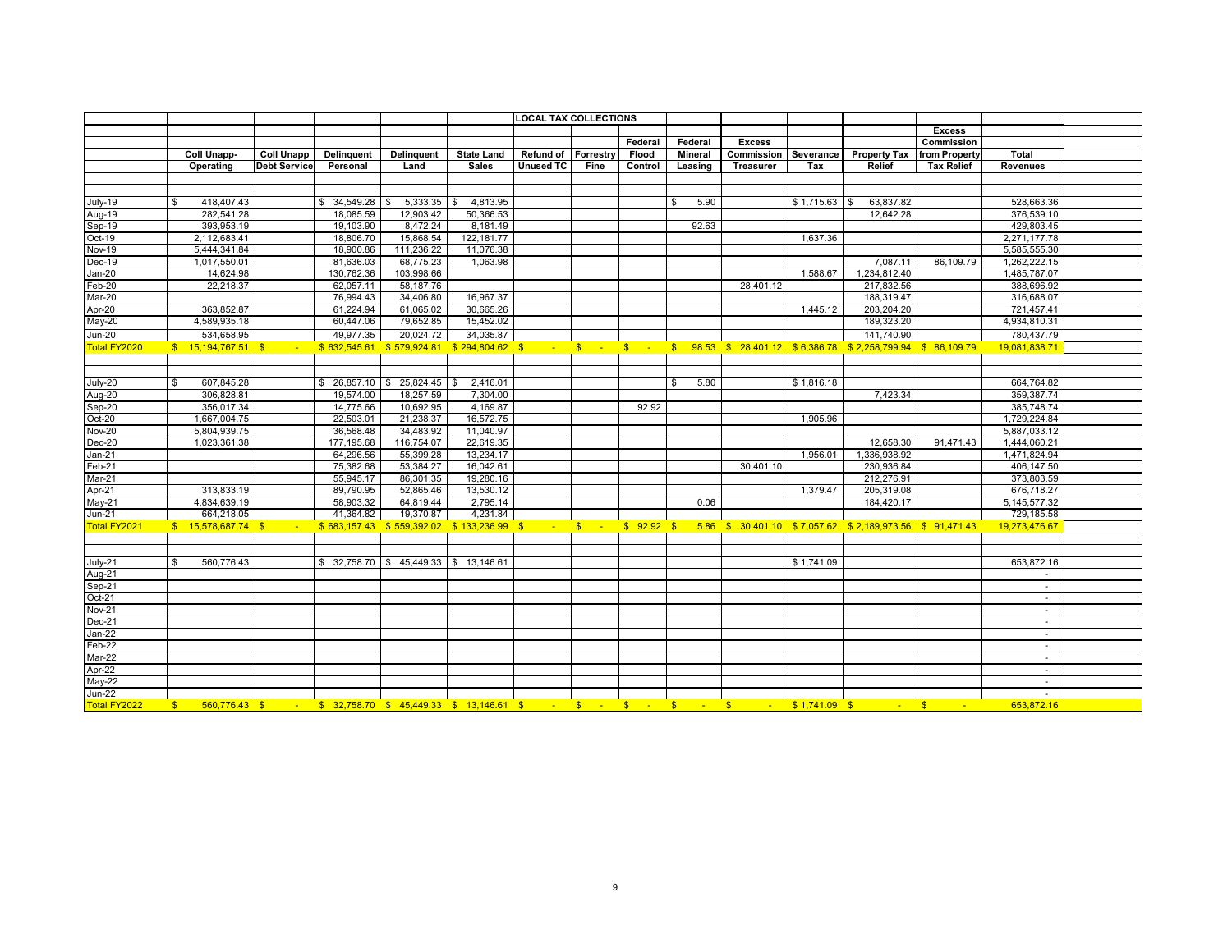| | | | | | | LOCAL TAX COLLECTIONS | | | | | | | | |
|---|---|---|---|---|---|---|---|---|---|---|---|---|---|---|
| | Coll Unapp-Operating | Coll Unapp Debt Service | Delinquent Personal | Delinquent Land | State Land Sales | Refund of Unused TC | Forrestry Fine | Federal Flood Control | Federal Mineral Leasing | Excess Commission Treasurer | Severance Tax | Property Tax Relief | Excess Commission from Property Tax Relief | Total Revenues |
| July-19 | $ 418,407.43 | | $ 34,549.28 | $ 5,333.35 | $ 4,813.95 | | | | $ 5.90 | | $ 1,715.63 | $ 63,837.82 | | 528,663.36 |
| Aug-19 | 282,541.28 | | 18,085.59 | 12,903.42 | 50,366.53 | | | | | | | 12,642.28 | | 376,539.10 |
| Sep-19 | 393,953.19 | | 19,103.90 | 8,472.24 | 8,181.49 | | | | 92.63 | | | | | 429,803.45 |
| Oct-19 | 2,112,683.41 | | 18,806.70 | 15,868.54 | 122,181.77 | | | | | | 1,637.36 | | | 2,271,177.78 |
| Nov-19 | 5,444,341.84 | | 18,900.86 | 111,236.22 | 11,076.38 | | | | | | | | | 5,585,555.30 |
| Dec-19 | 1,017,550.01 | | 81,636.03 | 68,775.23 | 1,063.98 | | | | | | | 7,087.11 | 86,109.79 | 1,262,222.15 |
| Jan-20 | 14,624.98 | | 130,762.36 | 103,998.66 | | | | | | | 1,588.67 | 1,234,812.40 | | 1,485,787.07 |
| Feb-20 | 22,218.37 | | 62,057.11 | 58,187.76 | | | | | | 28,401.12 | | 217,832.56 | | 388,696.92 |
| Mar-20 | | | 76,994.43 | 34,406.80 | 16,967.37 | | | | | | | 188,319.47 | | 316,688.07 |
| Apr-20 | 363,852.87 | | 61,224.94 | 61,065.02 | 30,665.26 | | | | | | 1,445.12 | 203,204.20 | | 721,457.41 |
| May-20 | 4,589,935.18 | | 60,447.06 | 79,652.85 | 15,452.02 | | | | | | | 189,323.20 | | 4,934,810.31 |
| Jun-20 | 534,658.95 | | 49,977.35 | 20,024.72 | 34,035.87 | | | | | | | 141,740.90 | | 780,437.79 |
| Total FY2020 | $ 15,194,767.51 | $ - | $ 632,545.61 | $ 579,924.81 | $ 294,804.62 | $ - | $ - | $ - | $ 98.53 | $ 28,401.12 | $ 6,386.78 | $ 2,258,799.94 | $ 86,109.79 | 19,081,838.71 |
| | | | | | | | | | | | | | | |
| July-20 | $ 607,845.28 | | $ 26,857.10 | $ 25,824.45 | $ 2,416.01 | | | | $ 5.80 | | $ 1,816.18 | | | 664,764.82 |
| Aug-20 | 306,828.81 | | 19,574.00 | 18,257.59 | 7,304.00 | | | | | | | 7,423.34 | | 359,387.74 |
| Sep-20 | 356,017.34 | | 14,775.66 | 10,692.95 | 4,169.87 | | | 92.92 | | | | | | 385,748.74 |
| Oct-20 | 1,667,004.75 | | 22,503.01 | 21,238.37 | 16,572.75 | | | | | | 1,905.96 | | | 1,729,224.84 |
| Nov-20 | 5,804,939.75 | | 36,568.48 | 34,483.92 | 11,040.97 | | | | | | | | | 5,887,033.12 |
| Dec-20 | 1,023,361.38 | | 177,195.68 | 116,754.07 | 22,619.35 | | | | | | | 12,658.30 | 91,471.43 | 1,444,060.21 |
| Jan-21 | | | 64,296.56 | 55,399.28 | 13,234.17 | | | | | | 1,956.01 | 1,336,938.92 | | 1,471,824.94 |
| Feb-21 | | | 75,382.68 | 53,384.27 | 16,042.61 | | | | | 30,401.10 | | 230,936.84 | | 406,147.50 |
| Mar-21 | | | 55,945.17 | 86,301.35 | 19,280.16 | | | | | | | 212,276.91 | | 373,803.59 |
| Apr-21 | 313,833.19 | | 89,790.95 | 52,865.46 | 13,530.12 | | | | | | 1,379.47 | 205,319.08 | | 676,718.27 |
| May-21 | 4,834,639.19 | | 58,903.32 | 64,819.44 | 2,795.14 | | | | 0.06 | | | 184,420.17 | | 5,145,577.32 |
| Jun-21 | 664,218.05 | | 41,364.82 | 19,370.87 | 4,231.84 | | | | | | | | | 729,185.58 |
| Total FY2021 | $ 15,578,687.74 | $ - | $ 683,157.43 | $ 559,392.02 | $ 133,236.99 | $ - | $ - | $ 92.92 | $ 5.86 | $ 30,401.10 | $ 7,057.62 | $ 2,189,973.56 | $ 91,471.43 | 19,273,476.67 |
| | | | | | | | | | | | | | | |
| July-21 | $ 560,776.43 | | $ 32,758.70 | $ 45,449.33 | $ 13,146.61 | | | | | | $ 1,741.09 | | | 653,872.16 |
| Aug-21 | | | | | | | | | | | | | | - |
| Sep-21 | | | | | | | | | | | | | | - |
| Oct-21 | | | | | | | | | | | | | | - |
| Nov-21 | | | | | | | | | | | | | | - |
| Dec-21 | | | | | | | | | | | | | | - |
| Jan-22 | | | | | | | | | | | | | | - |
| Feb-22 | | | | | | | | | | | | | | - |
| Mar-22 | | | | | | | | | | | | | | - |
| Apr-22 | | | | | | | | | | | | | | - |
| May-22 | | | | | | | | | | | | | | - |
| Jun-22 | | | | | | | | | | | | | | - |
| Total FY2022 | $ 560,776.43 | $ - | $ 32,758.70 | $ 45,449.33 | $ 13,146.61 | $ - | $ - | $ - | $ - | $ - | $ 1,741.09 | $ - | $ - | 653,872.16 |